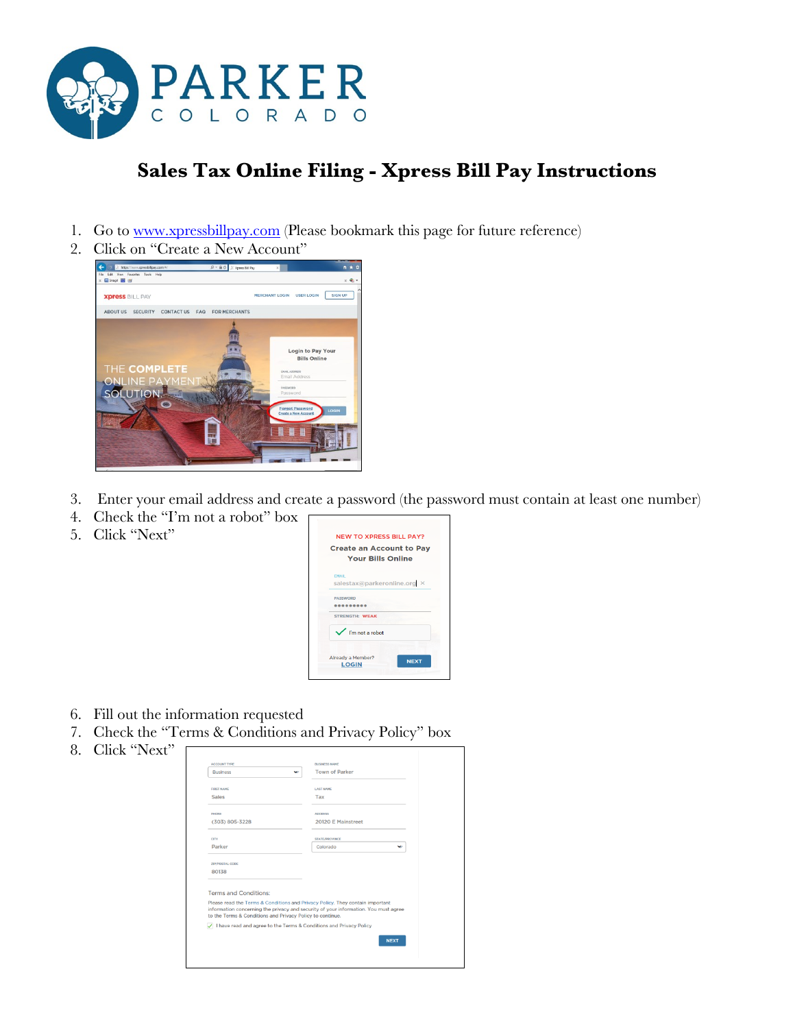# Sales Tax Online Filing - Xpress Bill Pay Instructions

1. Go to [www.xpressbillpay.com](www.xpressbillpay.com) (Please bookmark this page for future reference)
2. Click on "Create a New Account"
3. Enter your email address and create a password (the password must contain at least one number)
4. Check the "I'm not a robot" box
5. Click "Next"
6. Fill out the information requested
7. Check the "Terms & Conditions and Privacy Policy" box
8. Click "Next"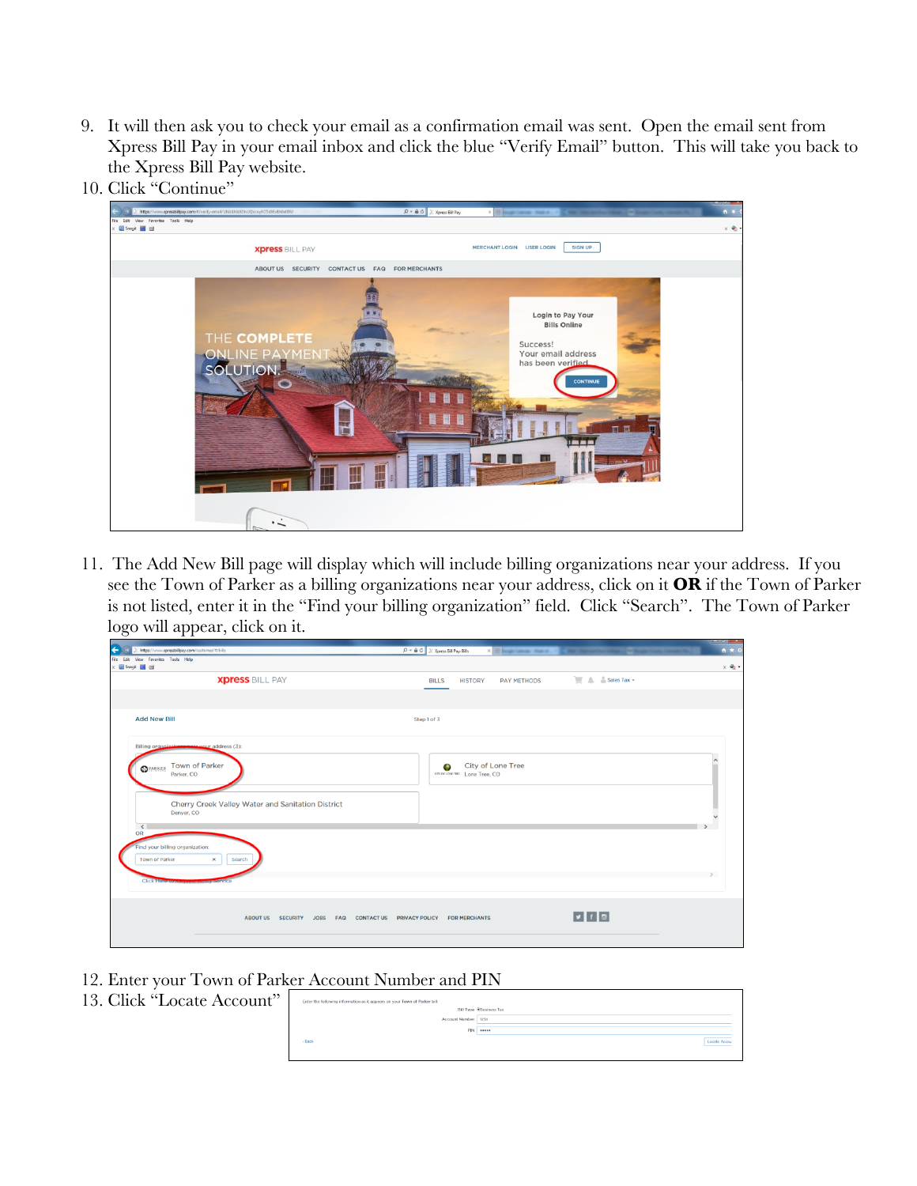9. It will then ask you to check your email as a confirmation email was sent. Open the email sent from Xpress Bill Pay in your email inbox and click the blue "Verify Email" button. This will take you back to the Xpress Bill Pay website.
10. Click "Continue"

11. The Add New Bill page will display which will include billing organizations near your address. If you see the Town of Parker as a billing organizations near your address, click on it **OR** if the Town of Parker is not listed, enter it in the "Find your billing organization" field. Click "Search". The Town of Parker logo will appear, click on it.

12. Enter your Town of Parker Account Number and PIN
13. Click "Locate Account"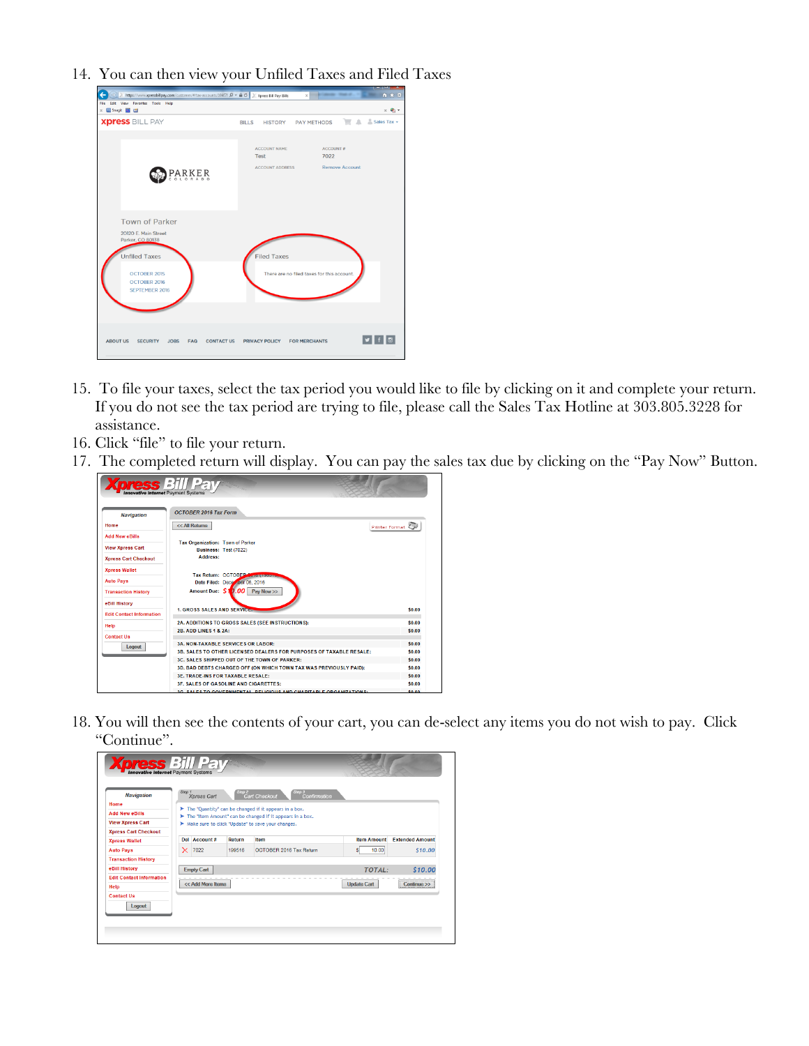14. You can then view your Unfiled Taxes and Filed Taxes

15. To file your taxes, select the tax period you would like to file by clicking on it and complete your return. If you do not see the tax period are trying to file, please call the Sales Tax Hotline at 303.805.3228 for assistance.
16. Click "file" to file your return.
17. The completed return will display. You can pay the sales tax due by clicking on the "Pay Now" Button.

18. You will then see the contents of your cart, you can de-select any items you do not wish to pay. Click "Continue".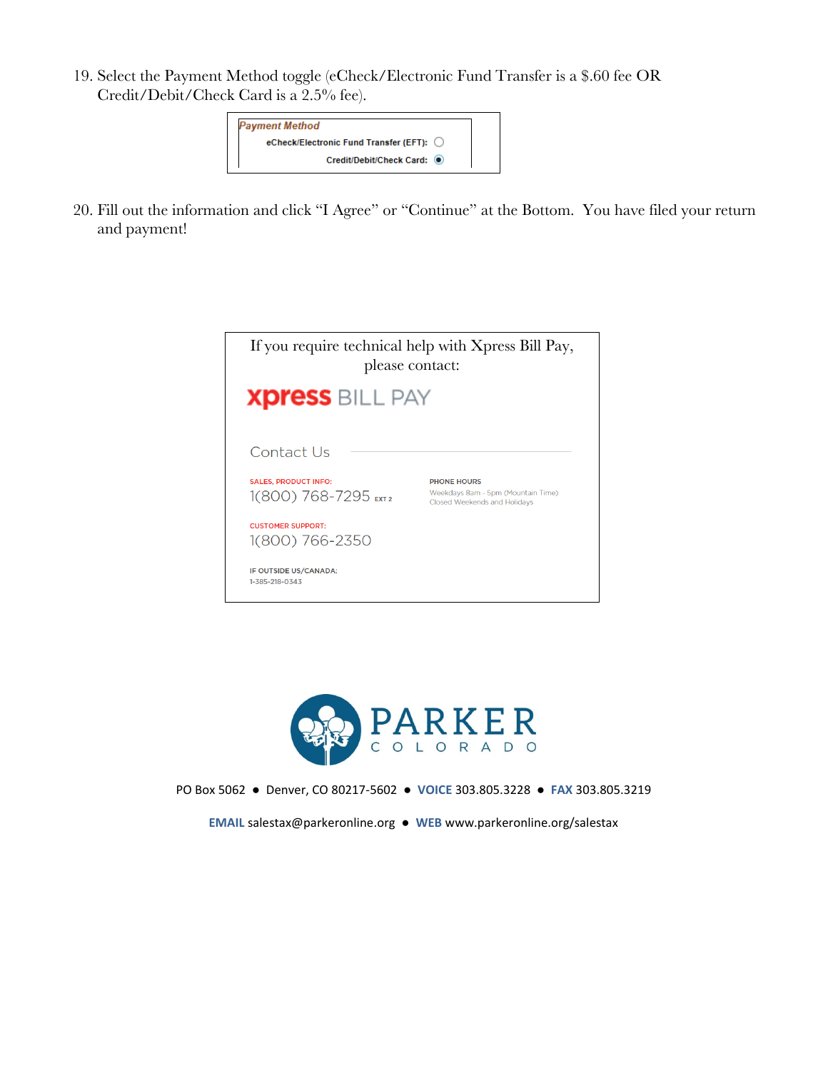19. Select the Payment Method toggle (eCheck/Electronic Fund Transfer is a $.60 fee OR Credit/Debit/Check Card is a 2.5% fee).

*Payment Method*

eCheck/Electronic Fund Transfer (EFT): ○

Credit/Debit/Check Card: ◉

20. Fill out the information and click "I Agree" or "Continue" at the Bottom. You have filed your return and payment!

If you require technical help with Xpress Bill Pay, please contact:

**xpress** BILL PAY

Contact Us

SALES, PRODUCT INFO:
1(800) 768-7295 EXT 2

PHONE HOURS
Weekdays 8am - 5pm (Mountain Time)
Closed Weekends and Holidays

CUSTOMER SUPPORT:
1(800) 766-2350

IF OUTSIDE US/CANADA:
1-385-218-0343

PARKER
COLORADO

PO Box 5062 ● Denver, CO 80217-5602 ● **VOICE** 303.805.3228 ● **FAX** 303.805.3219

**EMAIL** salestax@parkeronline.org ● **WEB** www.parkeronline.org/salestax